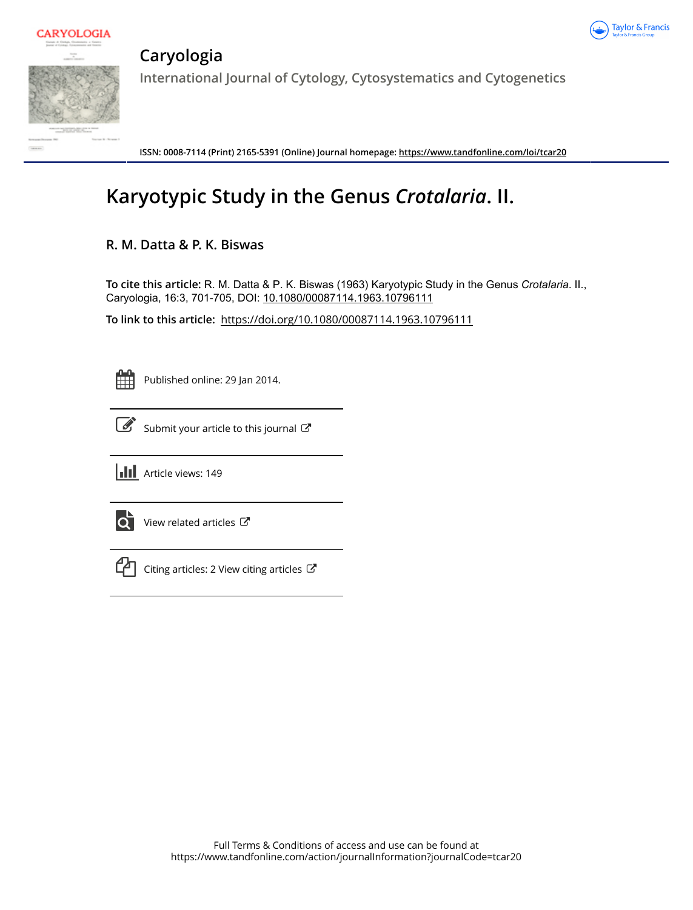# Caryologia

International Journal of Cytology, Cytosystematics and Cytogenetics

ISSN: 0008-7114 (Print) 2165-5391 (Online) Journal homepage: https://www.tandfonline.com/loi/tcar20

# Karyotypic Study in the Genus *Crotalaria*. II.

**R. M. Datta & P. K. Biswas**

**To cite this article:** R. M. Datta & P. K. Biswas (1963) Karyotypic Study in the Genus *Crotalaria*. II., Caryologia, 16:3, 701-705, DOI: 10.1080/00087114.1963.10796111

**To link to this article:** https://doi.org/10.1080/00087114.1963.10796111

Published online: 29 Jan 2014.

Submit your article to this journal

Article views: 149

View related articles

Citing articles: 2 View citing articles

Full Terms & Conditions of access and use can be found at
https://www.tandfonline.com/action/journalInformation?journalCode=tcar20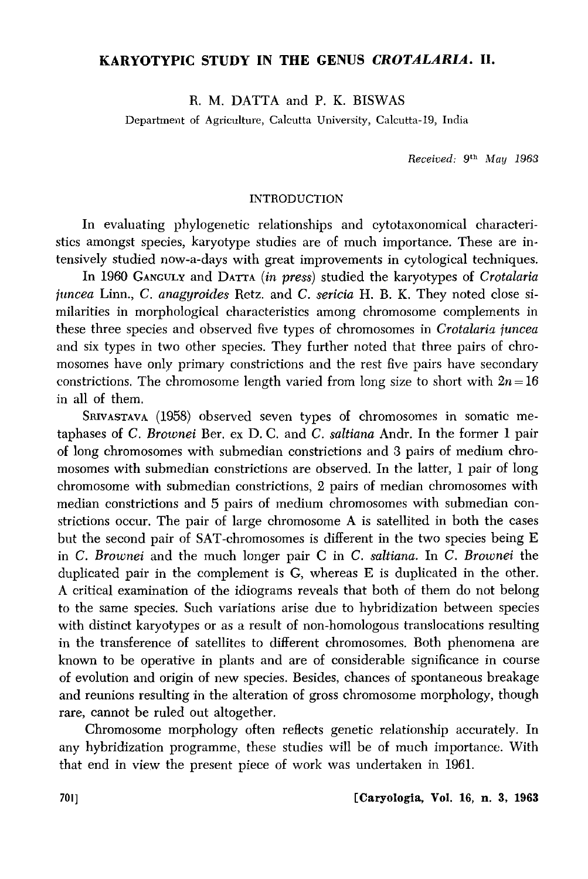# KARYOTYPIC STUDY IN THE GENUS *CROTALARIA*. II.

R. M. DATTA and P. K. BISWAS

Department of Agriculture, Calcutta University, Calcutta-19, India

*Received: 9th May 1963*

## INTRODUCTION

In evaluating phylogenetic relationships and cytotaxonomical characteristics amongst species, karyotype studies are of much importance. These are intensively studied now-a-days with great improvements in cytological techniques.

In 1960 GANGULY and DATTA (*in press*) studied the karyotypes of *Crotalaria juncea* Linn., *C. anagyroides* Retz. and *C. sericia* H. B. K. They noted close similarities in morphological characteristics among chromosome complements in these three species and observed five types of chromosomes in *Crotalaria juncea* and six types in two other species. They further noted that three pairs of chromosomes have only primary constrictions and the rest five pairs have secondary constrictions. The chromosome length varied from long size to short with $2n = 16$ in all of them.

SRIVASTAVA (1958) observed seven types of chromosomes in somatic metaphases of *C. Brownei* Ber. ex D. C. and *C. saltiana* Andr. In the former 1 pair of long chromosomes with submedian constrictions and 3 pairs of medium chromosomes with submedian constrictions are observed. In the latter, 1 pair of long chromosome with submedian constrictions, 2 pairs of median chromosomes with median constrictions and 5 pairs of medium chromosomes with submedian constrictions occur. The pair of large chromosome A is satellited in both the cases but the second pair of SAT-chromosomes is different in the two species being E in *C. Brownei* and the much longer pair C in *C. saltiana*. In *C. Brownei* the duplicated pair in the complement is G, whereas E is duplicated in the other. A critical examination of the idiograms reveals that both of them do not belong to the same species. Such variations arise due to hybridization between species with distinct karyotypes or as a result of non-homologous translocations resulting in the transference of satellites to different chromosomes. Both phenomena are known to be operative in plants and are of considerable significance in course of evolution and origin of new species. Besides, chances of spontaneous breakage and reunions resulting in the alteration of gross chromosome morphology, though rare, cannot be ruled out altogether.

Chromosome morphology often reflects genetic relationship accurately. In any hybridization programme, these studies will be of much importance. With that end in view the present piece of work was undertaken in 1961.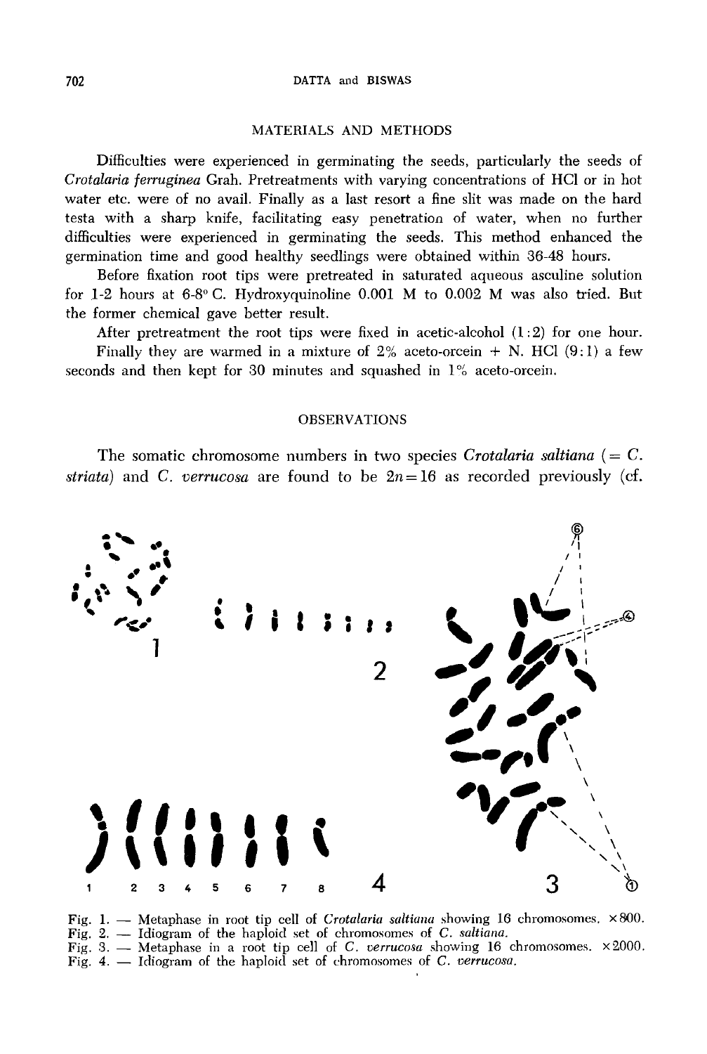## MATERIALS AND METHODS

Difficulties were experienced in germinating the seeds, particularly the seeds of *Crotalaria ferruginea* Grah. Pretreatments with varying concentrations of HCl or in hot water etc. were of no avail. Finally as a last resort a fine slit was made on the hard testa with a sharp knife, facilitating easy penetration of water, when no further difficulties were experienced in germinating the seeds. This method enhanced the germination time and good healthy seedlings were obtained within 36-48 hours.

Before fixation root tips were pretreated in saturated aqueous asculine solution for 1-2 hours at 6-8° C. Hydroxyquinoline 0.001 M to 0.002 M was also tried. But the former chemical gave better result.

After pretreatment the root tips were fixed in acetic-alcohol (1:2) for one hour.

Finally they are warmed in a mixture of 2% aceto-orcein + N. HCl (9:1) a few seconds and then kept for 30 minutes and squashed in 1% aceto-orcein.

## OBSERVATIONS

The somatic chromosome numbers in two species *Crotalaria saltiana* (= *C. striata*) and *C. verrucosa* are found to be $2n = 16$ as recorded previously (cf.

Fig. 1. — Metaphase in root tip cell of *Crotalaria saltiana* showing 16 chromosomes. ×800.
Fig. 2. — Idiogram of the haploid set of chromosomes of *C. saltiana*.
Fig. 3. — Metaphase in a root tip cell of *C. verrucosa* showing 16 chromosomes. ×2000.
Fig. 4. — Idiogram of the haploid set of chromosomes of *C. verrucosa*.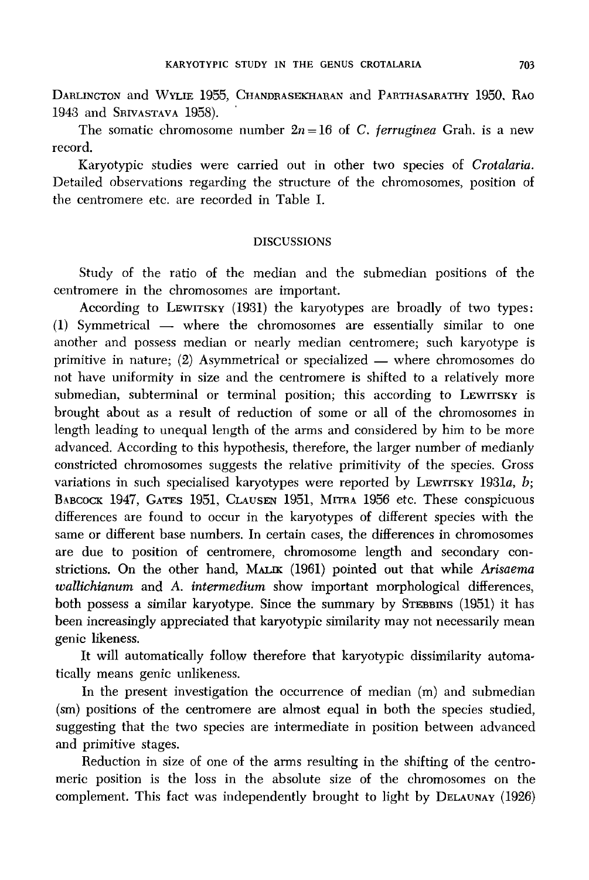Darlington and Wylie 1955, Chandrasekharan and Parthasarathy 1950, Rao 1943 and Srivastava 1958).

The somatic chromosome number $2n = 16$ of *C. ferruginea* Grah. is a new record.

Karyotypic studies were carried out in other two species of *Crotalaria*. Detailed observations regarding the structure of the chromosomes, position of the centromere etc. are recorded in Table I.

## DISCUSSIONS

Study of the ratio of the median and the submedian positions of the centromere in the chromosomes are important.

According to Lewitsky (1931) the karyotypes are broadly of two types: (1) Symmetrical — where the chromosomes are essentially similar to one another and possess median or nearly median centromere; such karyotype is primitive in nature; (2) Asymmetrical or specialized — where chromosomes do not have uniformity in size and the centromere is shifted to a relatively more submedian, subterminal or terminal position; this according to Lewitsky is brought about as a result of reduction of some or all of the chromosomes in length leading to unequal length of the arms and considered by him to be more advanced. According to this hypothesis, therefore, the larger number of medianly constricted chromosomes suggests the relative primitivity of the species. Gross variations in such specialised karyotypes were reported by Lewitsky 1931*a*, *b*; Babcock 1947, Gates 1951, Clausen 1951, Mitra 1956 etc. These conspicuous differences are found to occur in the karyotypes of different species with the same or different base numbers. In certain cases, the differences in chromosomes are due to position of centromere, chromosome length and secondary constrictions. On the other hand, Malik (1961) pointed out that while *Arisaema wallichianum* and *A. intermedium* show important morphological differences, both possess a similar karyotype. Since the summary by Stebbins (1951) it has been increasingly appreciated that karyotypic similarity may not necessarily mean genic likeness.

It will automatically follow therefore that karyotypic dissimilarity automatically means genic unlikeness.

In the present investigation the occurrence of median (m) and submedian (sm) positions of the centromere are almost equal in both the species studied, suggesting that the two species are intermediate in position between advanced and primitive stages.

Reduction in size of one of the arms resulting in the shifting of the centromeric position is the loss in the absolute size of the chromosomes on the complement. This fact was independently brought to light by Delaunay (1926)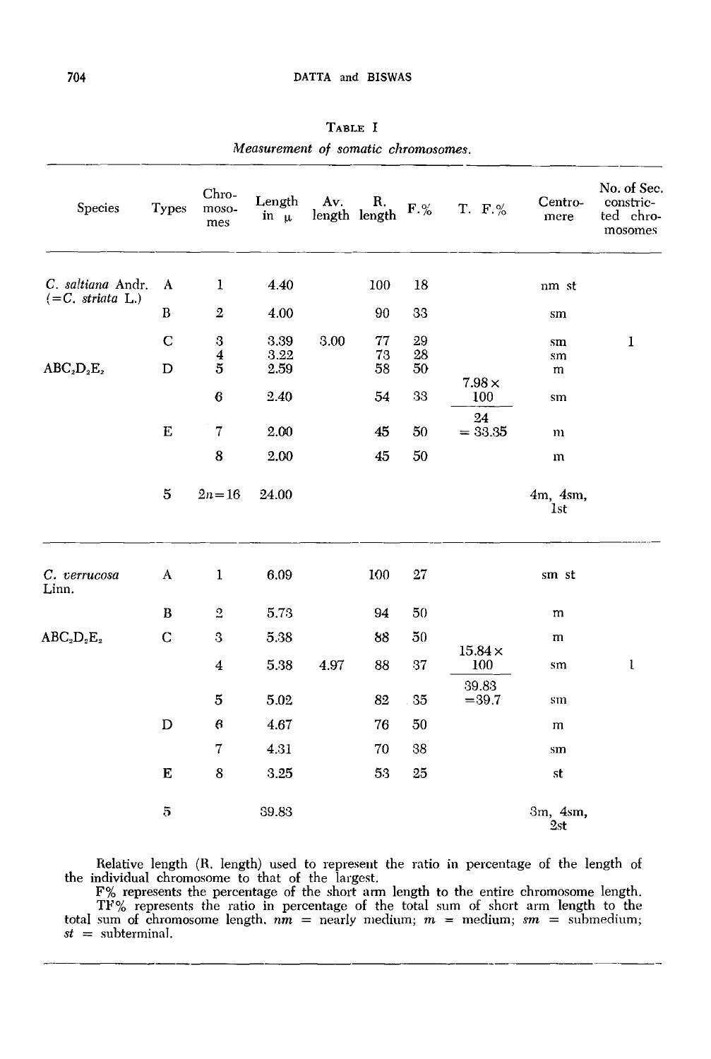**Table I**

*Measurement of somatic chromosomes.*

| Species | Types | Chromosomes | Length in μ | Av. length | R. length | F.% | T. F.% | Centromere | No. of Sec. constricted chromosomes |
|---|---|---|---|---|---|---|---|---|---|
| *C. saltiana* Andr. (=*C. striata* L.) | A | 1 | 4.40 | | 100 | 18 | | nm st | |
| | B | 2 | 4.00 | | 90 | 33 | | sm | |
| | C | 3 | 3.39 | 3.00 | 77 | 29 | | sm | 1 |
| | | 4 | 3.22 | | 73 | 28 | | sm | |
| $ABC_2D_2E_2$ | D | 5 | 2.59 | | 58 | 50 | $\frac{7.98 \times 100}{24} = 33.35$ | m | |
| | | 6 | 2.40 | | 54 | 33 | | sm | |
| | E | 7 | 2.00 | | 45 | 50 | | m | |
| | | 8 | 2.00 | | 45 | 50 | | m | |
| | 5 | 2n=16 | 24.00 | | | | | 4m, 4sm, 1st | |
| *C. verrucosa* Linn. | A | 1 | 6.09 | | 100 | 27 | | sm st | |
| | B | 2 | 5.73 | | 94 | 50 | | m | |
| $ABC_2D_2E_2$ | C | 3 | 5.38 | | 88 | 50 | | m | |
| | | 4 | 5.38 | 4.97 | 88 | 37 | $\frac{15.84 \times 100}{39.83} = 39.7$ | sm | 1 |
| | | 5 | 5.02 | | 82 | 35 | | sm | |
| | D | 6 | 4.67 | | 76 | 50 | | m | |
| | | 7 | 4.31 | | 70 | 38 | | sm | |
| | E | 8 | 3.25 | | 53 | 25 | | st | |
| | 5 | | 39.83 | | | | | 3m, 4sm, 2st | |

Relative length (R. length) used to represent the ratio in percentage of the length of the individual chromosome to that of the largest.

F% represents the percentage of the short arm length to the entire chromosome length.

TF% represents the ratio in percentage of the total sum of short arm length to the total sum of chromosome length. *nm* = nearly medium; *m* = medium; *sm* = submedium; *st* = subterminal.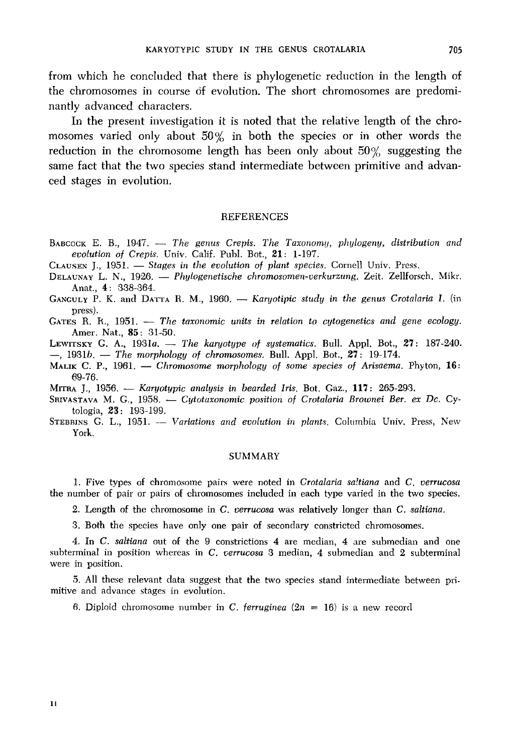from which he concluded that there is phylogenetic reduction in the length of the chromosomes in course of evolution. The short chromosomes are predominantly advanced characters.

In the present investigation it is noted that the relative length of the chromosomes varied only about 50% in both the species or in other words the reduction in the chromosome length has been only about 50% suggesting the same fact that the two species stand intermediate between primitive and advanced stages in evolution.

## REFERENCES

BABCOCK E. B., 1947. — *The genus Crepis. The Taxonomy, phylogeny, distribution and evolution of Crepis.* Univ. Calif. Publ. Bot., **21**: 1-197.

CLAUSEN J., 1951. — *Stages in the evolution of plant species.* Cornell Univ. Press.

DELAUNAY L. N., 1926. — *Phylogenetische chromosomen-verkurzung.* Zeit. Zellforsch. Mikr. Anat., **4**: 338-364.

GANGULY P. K. and DATTA R. M., 1960. — *Karyotipic study in the genus Crotalaria I.* (in press).

GATES R. R., 1951. — *The taxonomic units in relation to cytogenetics and gene ecology.* Amer. Nat., **85**: 31-50.

LEWITSKY G. A., 1931*a*. — *The karyotype of systematics.* Bull. Appl. Bot., **27**: 187-240.

—, 1931*b*. — *The morphology of chromosomes.* Bull. Appl. Bot., **27**: 19-174.

MALIK C. P., 1961. — *Chromosome morphology of some species of Arisaema.* Phyton, **16**: 69-76.

MITRA J., 1956. — *Karyotypic analysis in bearded Iris.* Bot. Gaz., **117**: 265-293.

SRIVASTAVA M. G., 1958. — *Cytotaxonomic position of Crotalaria Brownei Ber. ex Dc.* Cytologia, **23**: 193-199.

STEBBINS G. L., 1951. — *Variations and evolution in plants.* Columbia Univ. Press, New York.

## SUMMARY

1. Five types of chromosome pairs were noted in *Crotalaria saltiana* and *C. verrucosa* the number of pair or pairs of chromosomes included in each type varied in the two species.

2. Length of the chromosome in *C. verrucosa* was relatively longer than *C. saltiana*.

3. Both the species have only one pair of secondary constricted chromosomes.

4. In *C. saltiana* out of the 9 constrictions 4 are median, 4 are submedian and one subterminal in position whereas in *C. verrucosa* 3 median, 4 submedian and 2 subterminal were in position.

5. All these relevant data suggest that the two species stand intermediate between primitive and advance stages in evolution.

6. Diploid chromosome number in *C. ferruginea* ($2n = 16$) is a new record